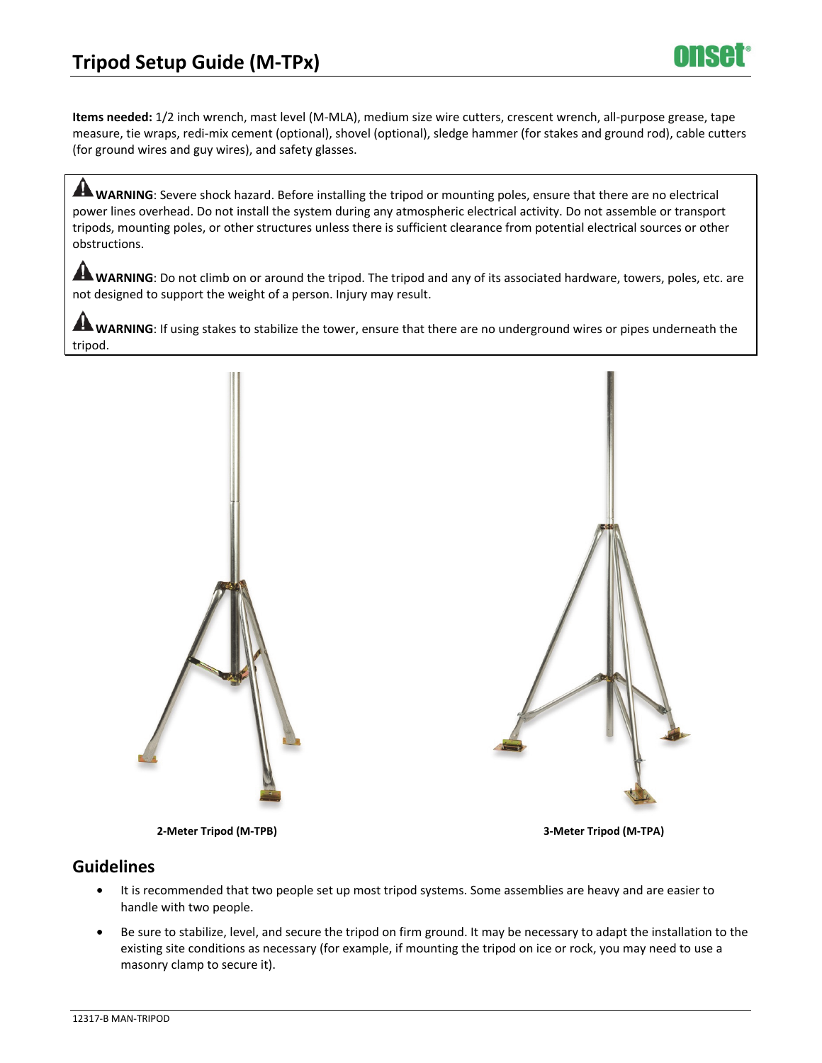# Tripod Setup Guide (M-TPx)

**Items needed:** 1/2 inch wrench, mast level (M-MLA), medium size wire cutters, crescent wrench, all-purpose grease, tape measure, tie wraps, redi-mix cement (optional), shovel (optional), sledge hammer (for stakes and ground rod), cable cutters (for ground wires and guy wires), and safety glasses.

**WARNING**: Severe shock hazard. Before installing the tripod or mounting poles, ensure that there are no electrical power lines overhead. Do not install the system during any atmospheric electrical activity. Do not assemble or transport tripods, mounting poles, or other structures unless there is sufficient clearance from potential electrical sources or other obstructions.

**WARNING**: Do not climb on or around the tripod. The tripod and any of its associated hardware, towers, poles, etc. are not designed to support the weight of a person. Injury may result.

**WARNING**: If using stakes to stabilize the tower, ensure that there are no underground wires or pipes underneath the tripod.

**2-Meter Tripod (M-TPB)**

**3-Meter Tripod (M-TPA)**

## Guidelines

- It is recommended that two people set up most tripod systems. Some assemblies are heavy and are easier to handle with two people.
- Be sure to stabilize, level, and secure the tripod on firm ground. It may be necessary to adapt the installation to the existing site conditions as necessary (for example, if mounting the tripod on ice or rock, you may need to use a masonry clamp to secure it).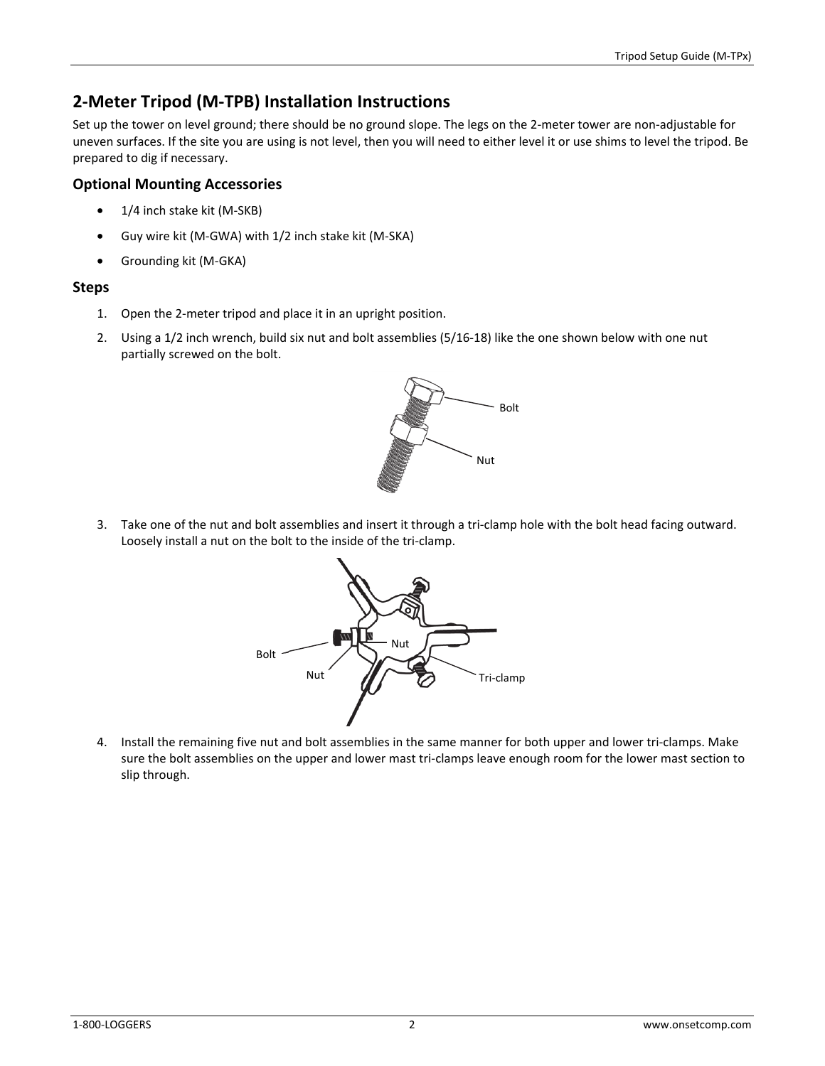## 2-Meter Tripod (M-TPB) Installation Instructions

Set up the tower on level ground; there should be no ground slope. The legs on the 2-meter tower are non-adjustable for uneven surfaces. If the site you are using is not level, then you will need to either level it or use shims to level the tripod. Be prepared to dig if necessary.

### Optional Mounting Accessories

- 1/4 inch stake kit (M-SKB)
- Guy wire kit (M-GWA) with 1/2 inch stake kit (M-SKA)
- Grounding kit (M-GKA)

### Steps

1. Open the 2-meter tripod and place it in an upright position.
2. Using a 1/2 inch wrench, build six nut and bolt assemblies (5/16-18) like the one shown below with one nut partially screwed on the bolt.

Bolt

Nut

3. Take one of the nut and bolt assemblies and insert it through a tri-clamp hole with the bolt head facing outward. Loosely install a nut on the bolt to the inside of the tri-clamp.

Bolt

Nut

Nut

Tri-clamp

4. Install the remaining five nut and bolt assemblies in the same manner for both upper and lower tri-clamps. Make sure the bolt assemblies on the upper and lower mast tri-clamps leave enough room for the lower mast section to slip through.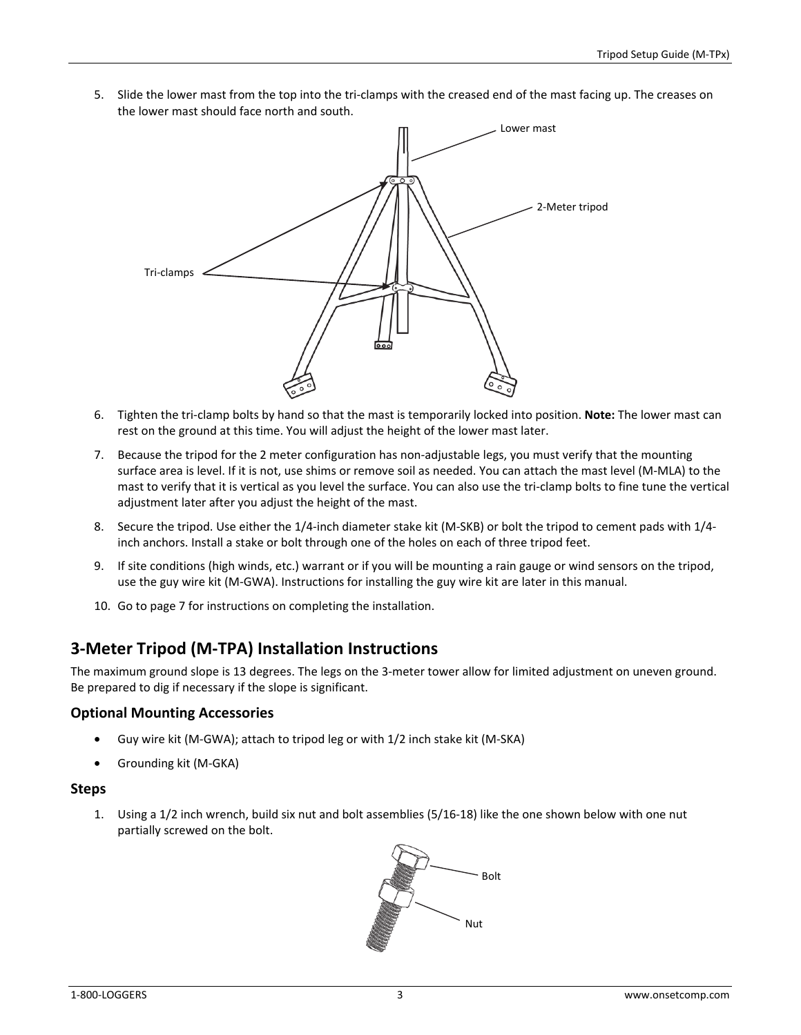5. Slide the lower mast from the top into the tri-clamps with the creased end of the mast facing up. The creases on the lower mast should face north and south.

6. Tighten the tri-clamp bolts by hand so that the mast is temporarily locked into position. **Note:** The lower mast can rest on the ground at this time. You will adjust the height of the lower mast later.

7. Because the tripod for the 2 meter configuration has non-adjustable legs, you must verify that the mounting surface area is level. If it is not, use shims or remove soil as needed. You can attach the mast level (M-MLA) to the mast to verify that it is vertical as you level the surface. You can also use the tri-clamp bolts to fine tune the vertical adjustment later after you adjust the height of the mast.

8. Secure the tripod. Use either the 1/4-inch diameter stake kit (M-SKB) or bolt the tripod to cement pads with 1/4-inch anchors. Install a stake or bolt through one of the holes on each of three tripod feet.

9. If site conditions (high winds, etc.) warrant or if you will be mounting a rain gauge or wind sensors on the tripod, use the guy wire kit (M-GWA). Instructions for installing the guy wire kit are later in this manual.

10. Go to page 7 for instructions on completing the installation.

## 3-Meter Tripod (M-TPA) Installation Instructions

The maximum ground slope is 13 degrees. The legs on the 3-meter tower allow for limited adjustment on uneven ground. Be prepared to dig if necessary if the slope is significant.

### Optional Mounting Accessories

- Guy wire kit (M-GWA); attach to tripod leg or with 1/2 inch stake kit (M-SKA)
- Grounding kit (M-GKA)

### Steps

1. Using a 1/2 inch wrench, build six nut and bolt assemblies (5/16-18) like the one shown below with one nut partially screwed on the bolt.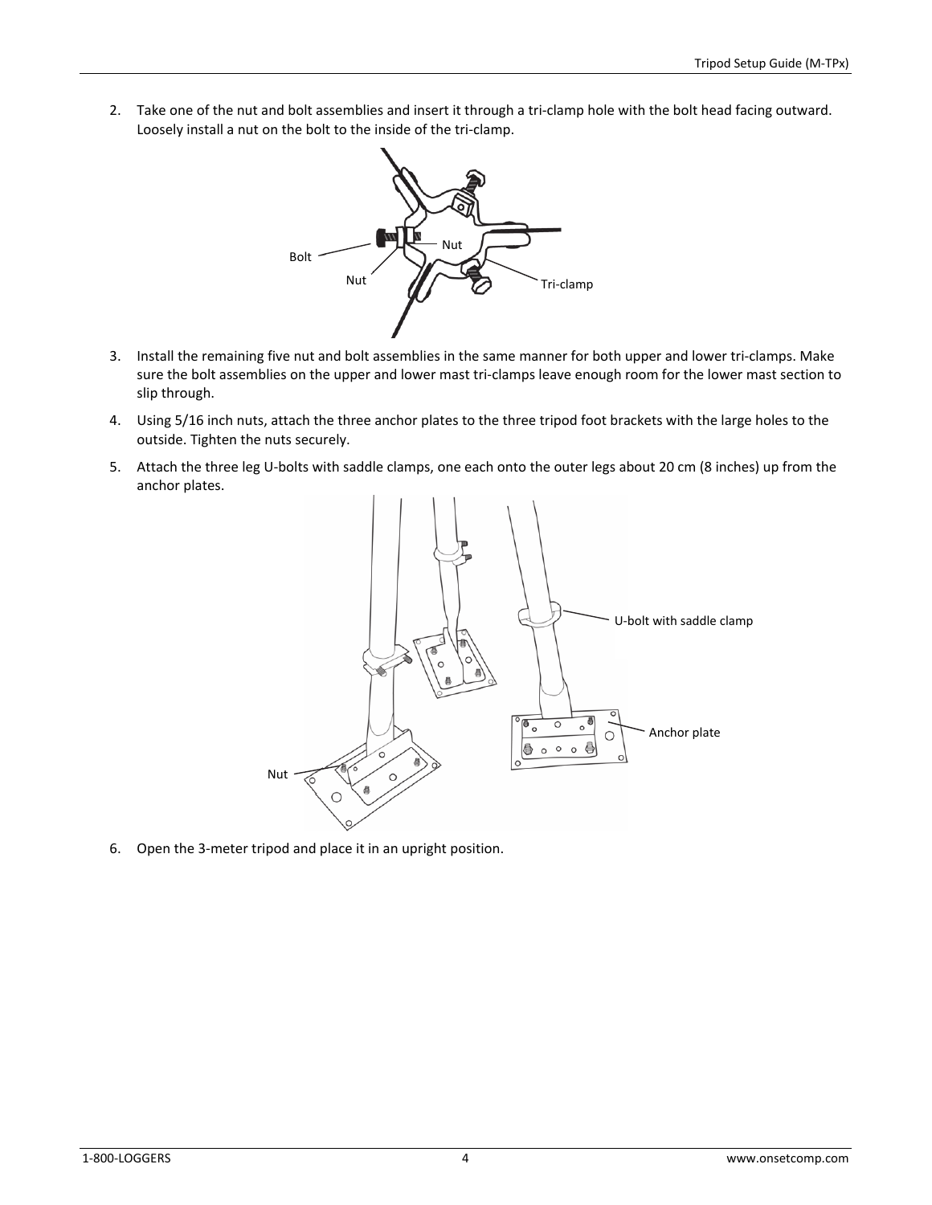2. Take one of the nut and bolt assemblies and insert it through a tri-clamp hole with the bolt head facing outward. Loosely install a nut on the bolt to the inside of the tri-clamp.

3. Install the remaining five nut and bolt assemblies in the same manner for both upper and lower tri-clamps. Make sure the bolt assemblies on the upper and lower mast tri-clamps leave enough room for the lower mast section to slip through.

4. Using 5/16 inch nuts, attach the three anchor plates to the three tripod foot brackets with the large holes to the outside. Tighten the nuts securely.

5. Attach the three leg U-bolts with saddle clamps, one each onto the outer legs about 20 cm (8 inches) up from the anchor plates.

6. Open the 3-meter tripod and place it in an upright position.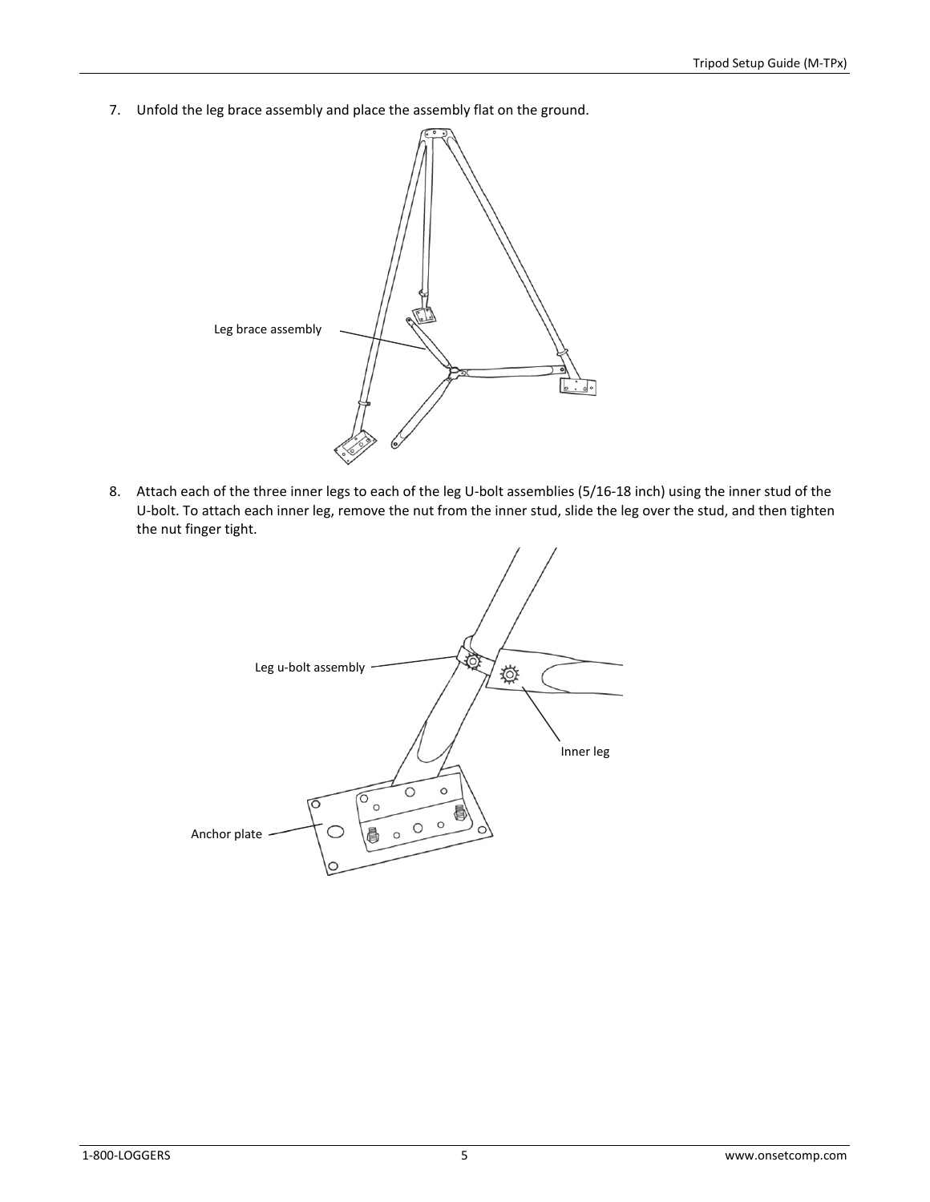7. Unfold the leg brace assembly and place the assembly flat on the ground.

8. Attach each of the three inner legs to each of the leg U-bolt assemblies (5/16-18 inch) using the inner stud of the U-bolt. To attach each inner leg, remove the nut from the inner stud, slide the leg over the stud, and then tighten the nut finger tight.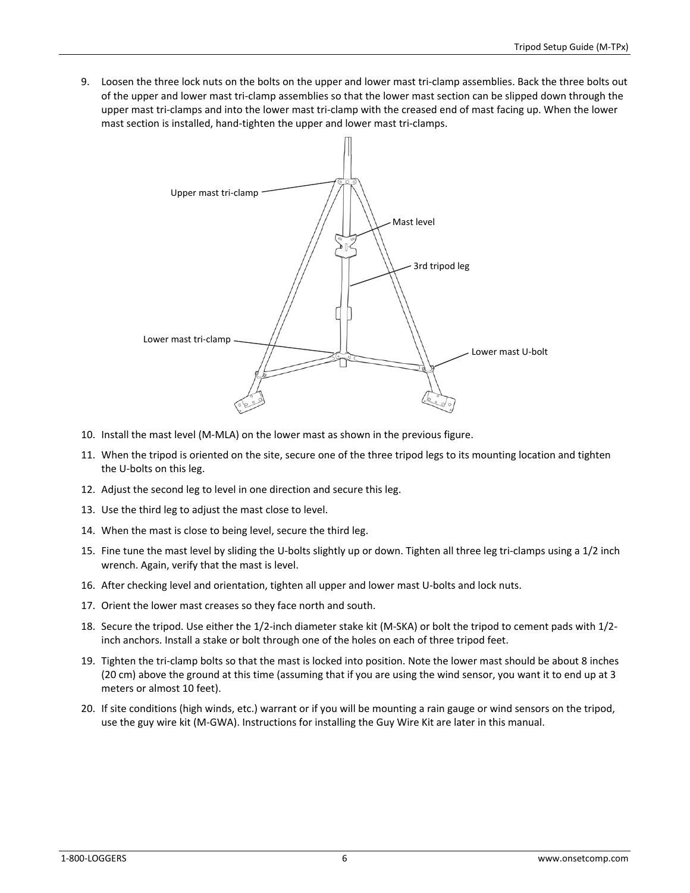9. Loosen the three lock nuts on the bolts on the upper and lower mast tri-clamp assemblies. Back the three bolts out of the upper and lower mast tri-clamp assemblies so that the lower mast section can be slipped down through the upper mast tri-clamps and into the lower mast tri-clamp with the creased end of mast facing up. When the lower mast section is installed, hand-tighten the upper and lower mast tri-clamps.

Upper mast tri-clamp

Mast level

3rd tripod leg

Lower mast tri-clamp

Lower mast U-bolt

10. Install the mast level (M-MLA) on the lower mast as shown in the previous figure.
11. When the tripod is oriented on the site, secure one of the three tripod legs to its mounting location and tighten the U-bolts on this leg.
12. Adjust the second leg to level in one direction and secure this leg.
13. Use the third leg to adjust the mast close to level.
14. When the mast is close to being level, secure the third leg.
15. Fine tune the mast level by sliding the U-bolts slightly up or down. Tighten all three leg tri-clamps using a 1/2 inch wrench. Again, verify that the mast is level.
16. After checking level and orientation, tighten all upper and lower mast U-bolts and lock nuts.
17. Orient the lower mast creases so they face north and south.
18. Secure the tripod. Use either the 1/2-inch diameter stake kit (M-SKA) or bolt the tripod to cement pads with 1/2-inch anchors. Install a stake or bolt through one of the holes on each of three tripod feet.
19. Tighten the tri-clamp bolts so that the mast is locked into position. Note the lower mast should be about 8 inches (20 cm) above the ground at this time (assuming that if you are using the wind sensor, you want it to end up at 3 meters or almost 10 feet).
20. If site conditions (high winds, etc.) warrant or if you will be mounting a rain gauge or wind sensors on the tripod, use the guy wire kit (M-GWA). Instructions for installing the Guy Wire Kit are later in this manual.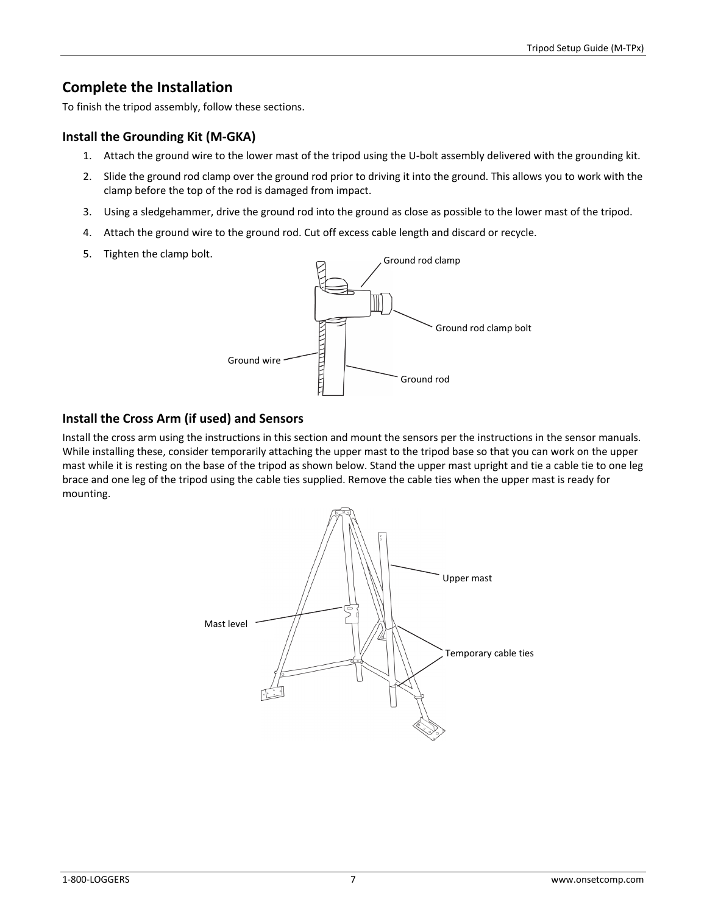## Complete the Installation

To finish the tripod assembly, follow these sections.

### Install the Grounding Kit (M-GKA)

1. Attach the ground wire to the lower mast of the tripod using the U-bolt assembly delivered with the grounding kit.
2. Slide the ground rod clamp over the ground rod prior to driving it into the ground. This allows you to work with the clamp before the top of the rod is damaged from impact.
3. Using a sledgehammer, drive the ground rod into the ground as close as possible to the lower mast of the tripod.
4. Attach the ground wire to the ground rod. Cut off excess cable length and discard or recycle.
5. Tighten the clamp bolt.

### Install the Cross Arm (if used) and Sensors

Install the cross arm using the instructions in this section and mount the sensors per the instructions in the sensor manuals. While installing these, consider temporarily attaching the upper mast to the tripod base so that you can work on the upper mast while it is resting on the base of the tripod as shown below. Stand the upper mast upright and tie a cable tie to one leg brace and one leg of the tripod using the cable ties supplied. Remove the cable ties when the upper mast is ready for mounting.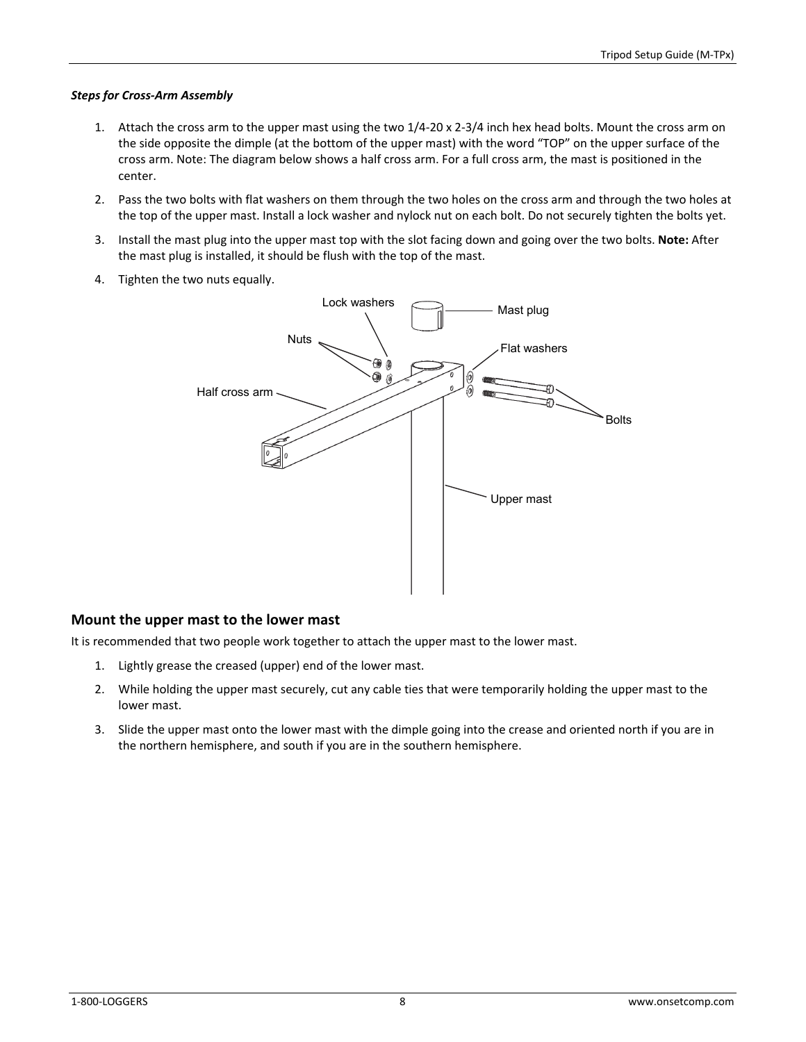***Steps for Cross-Arm Assembly***

1. Attach the cross arm to the upper mast using the two 1/4-20 x 2-3/4 inch hex head bolts. Mount the cross arm on the side opposite the dimple (at the bottom of the upper mast) with the word "TOP" on the upper surface of the cross arm. Note: The diagram below shows a half cross arm. For a full cross arm, the mast is positioned in the center.
2. Pass the two bolts with flat washers on them through the two holes on the cross arm and through the two holes at the top of the upper mast. Install a lock washer and nylock nut on each bolt. Do not securely tighten the bolts yet.
3. Install the mast plug into the upper mast top with the slot facing down and going over the two bolts. **Note:** After the mast plug is installed, it should be flush with the top of the mast.
4. Tighten the two nuts equally.

## Mount the upper mast to the lower mast

It is recommended that two people work together to attach the upper mast to the lower mast.

1. Lightly grease the creased (upper) end of the lower mast.
2. While holding the upper mast securely, cut any cable ties that were temporarily holding the upper mast to the lower mast.
3. Slide the upper mast onto the lower mast with the dimple going into the crease and oriented north if you are in the northern hemisphere, and south if you are in the southern hemisphere.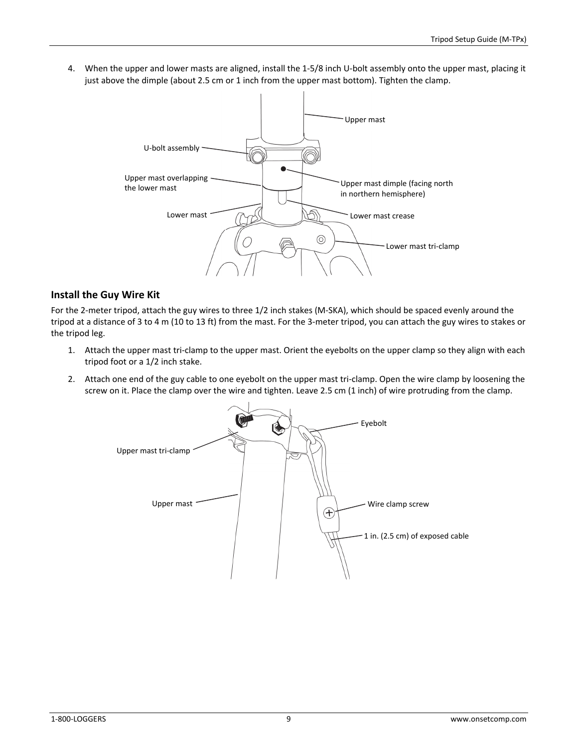4. When the upper and lower masts are aligned, install the 1-5/8 inch U-bolt assembly onto the upper mast, placing it just above the dimple (about 2.5 cm or 1 inch from the upper mast bottom). Tighten the clamp.

## Install the Guy Wire Kit

For the 2-meter tripod, attach the guy wires to three 1/2 inch stakes (M-SKA), which should be spaced evenly around the tripod at a distance of 3 to 4 m (10 to 13 ft) from the mast. For the 3-meter tripod, you can attach the guy wires to stakes or the tripod leg.

1. Attach the upper mast tri-clamp to the upper mast. Orient the eyebolts on the upper clamp so they align with each tripod foot or a 1/2 inch stake.
2. Attach one end of the guy cable to one eyebolt on the upper mast tri-clamp. Open the wire clamp by loosening the screw on it. Place the clamp over the wire and tighten. Leave 2.5 cm (1 inch) of wire protruding from the clamp.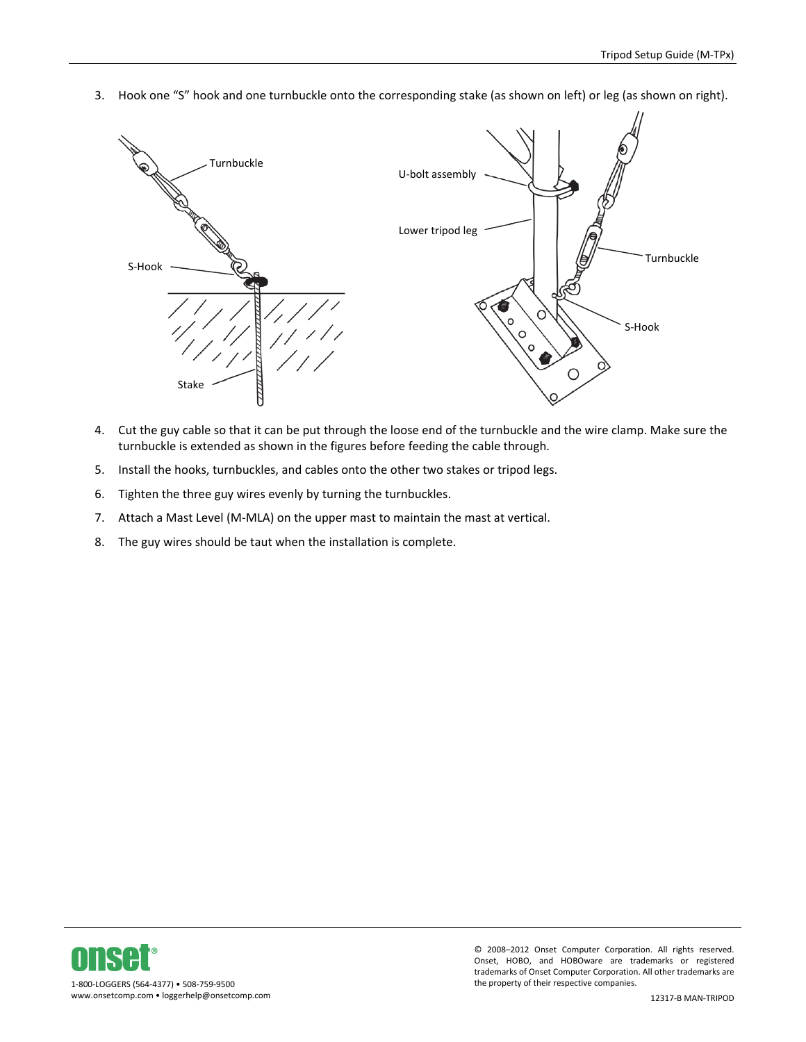3. Hook one "S" hook and one turnbuckle onto the corresponding stake (as shown on left) or leg (as shown on right).

Turnbuckle
S-Hook
Stake

U-bolt assembly
Lower tripod leg
Turnbuckle
S-Hook

4. Cut the guy cable so that it can be put through the loose end of the turnbuckle and the wire clamp. Make sure the turnbuckle is extended as shown in the figures before feeding the cable through.
5. Install the hooks, turnbuckles, and cables onto the other two stakes or tripod legs.
6. Tighten the three guy wires evenly by turning the turnbuckles.
7. Attach a Mast Level (M-MLA) on the upper mast to maintain the mast at vertical.
8. The guy wires should be taut when the installation is complete.

1-800-LOGGERS (564-4377) • 508-759-9500
www.onsetcomp.com • loggerhelp@onsetcomp.com

© 2008–2012 Onset Computer Corporation. All rights reserved. Onset, HOBO, and HOBOware are trademarks or registered trademarks of Onset Computer Corporation. All other trademarks are the property of their respective companies.

12317-B MAN-TRIPOD